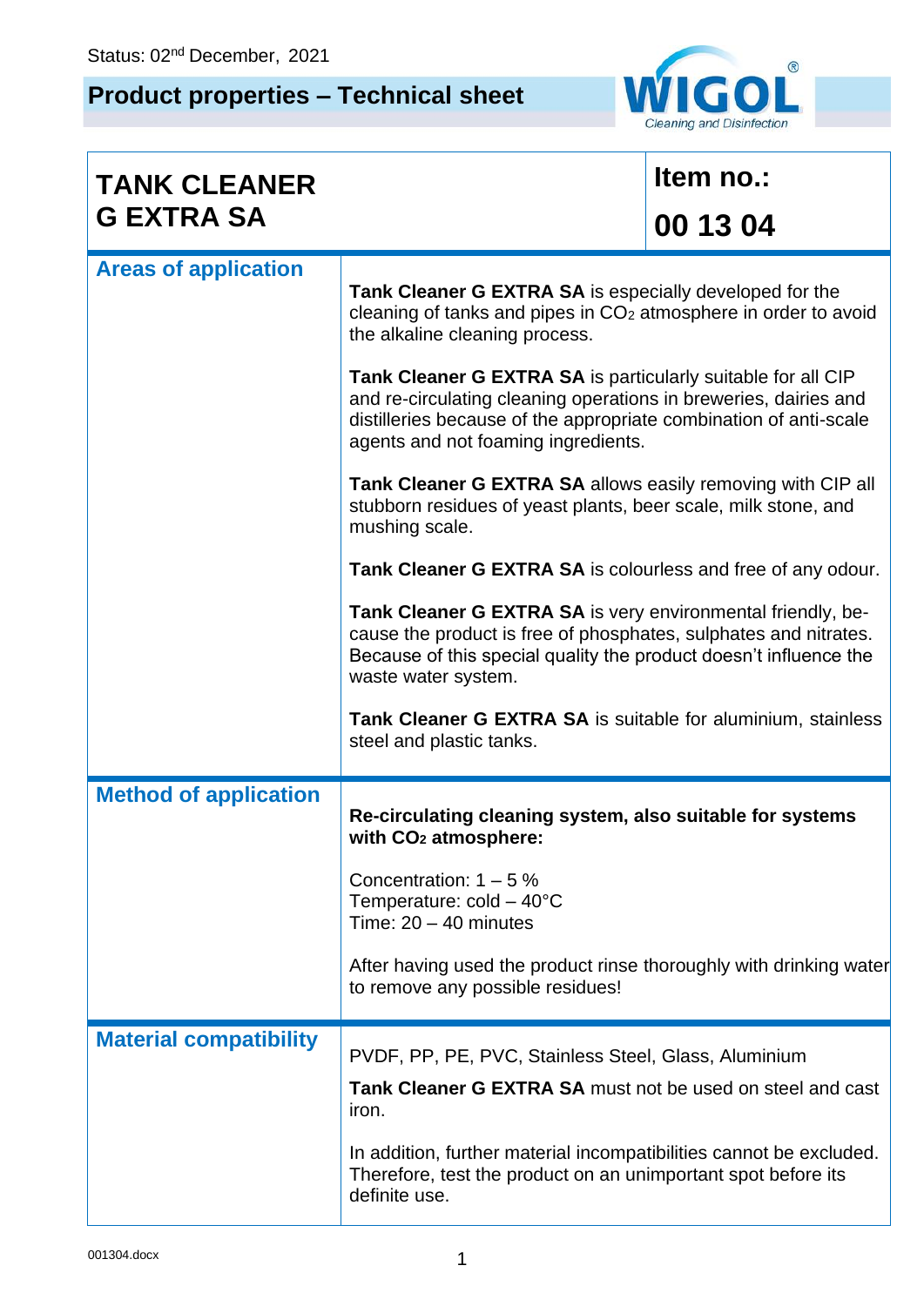Status: 02nd December, 2021

# Product properties – Technical sheet

| TANK CLEANER G EXTRA SA | Item no.: 00 13 04 |
| --- | --- |

## Areas of application

**Tank Cleaner G EXTRA SA** is especially developed for the cleaning of tanks and pipes in $CO_2$ atmosphere in order to avoid the alkaline cleaning process.

**Tank Cleaner G EXTRA SA** is particularly suitable for all CIP and re-circulating cleaning operations in breweries, dairies and distilleries because of the appropriate combination of anti-scale agents and not foaming ingredients.

**Tank Cleaner G EXTRA SA** allows easily removing with CIP all stubborn residues of yeast plants, beer scale, milk stone, and mushing scale.

**Tank Cleaner G EXTRA SA** is colourless and free of any odour.

**Tank Cleaner G EXTRA SA** is very environmental friendly, be-cause the product is free of phosphates, sulphates and nitrates. Because of this special quality the product doesn't influence the waste water system.

**Tank Cleaner G EXTRA SA** is suitable for aluminium, stainless steel and plastic tanks.

## Method of application

**Re-circulating cleaning system, also suitable for systems with $CO_2$ atmosphere:**

Concentration: 1 – 5 %
Temperature: cold – 40°C
Time: 20 – 40 minutes

After having used the product rinse thoroughly with drinking water to remove any possible residues!

## Material compatibility

PVDF, PP, PE, PVC, Stainless Steel, Glass, Aluminium

**Tank Cleaner G EXTRA SA** must not be used on steel and cast iron.

In addition, further material incompatibilities cannot be excluded. Therefore, test the product on an unimportant spot before its definite use.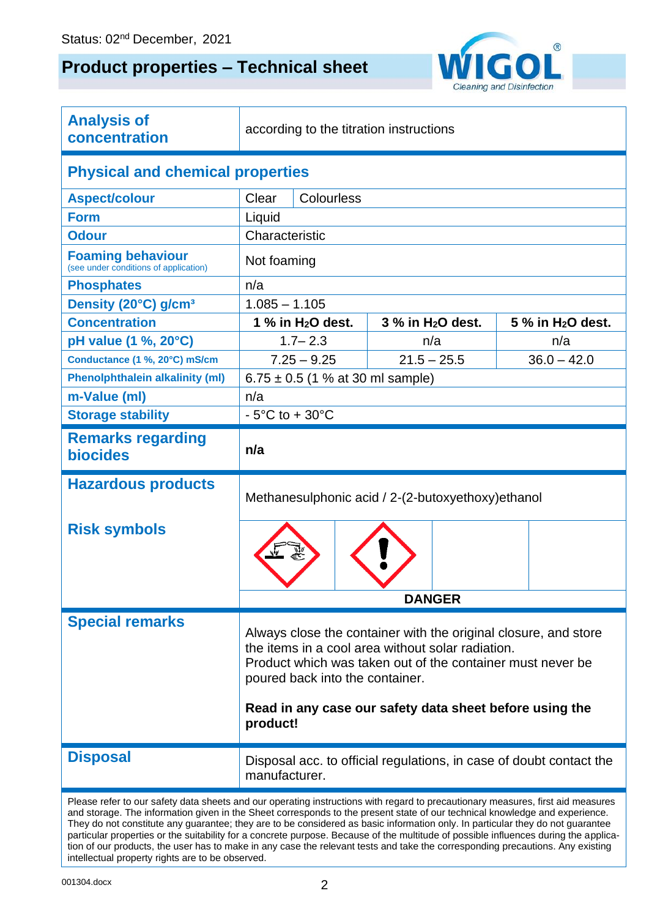Status: 02nd December, 2021

# Product properties – Technical sheet

WIGOL® Cleaning and Disinfection

| | | | |
|---|---|---|---|
| **Analysis of concentration** | according to the titration instructions | | |
| **Physical and chemical properties** | | | |
| **Aspect/colour** | Clear | Colourless | |
| **Form** | Liquid | | |
| **Odour** | Characteristic | | |
| **Foaming behaviour** (see under conditions of application) | Not foaming | | |
| **Phosphates** | n/a | | |
| **Density (20°C) g/cm³** | 1.085 – 1.105 | | |
| **Concentration** | **1 % in $H_2O$ dest.** | **3 % in $H_2O$ dest.** | **5 % in $H_2O$ dest.** |
| **pH value (1 %, 20°C)** | 1.7– 2.3 | n/a | n/a |
| **Conductance (1 %, 20°C) mS/cm** | 7.25 – 9.25 | 21.5 – 25.5 | 36.0 – 42.0 |
| **Phenolphthalein alkalinity (ml)** | 6.75 ± 0.5 (1 % at 30 ml sample) | | |
| **m-Value (ml)** | n/a | | |
| **Storage stability** | - 5°C to + 30°C | | |
| **Remarks regarding biocides** | **n/a** | | |
| **Hazardous products** | Methanesulphonic acid / 2-(2-butoxyethoxy)ethanol | | |
| **Risk symbols** | | | |
| | **DANGER** | | |
| **Special remarks** | Always close the container with the original closure, and store the items in a cool area without solar radiation. Product which was taken out of the container must never be poured back into the container. **Read in any case our safety data sheet before using the product!** | | |
| **Disposal** | Disposal acc. to official regulations, in case of doubt contact the manufacturer. | | |

Please refer to our safety data sheets and our operating instructions with regard to precautionary measures, first aid measures and storage. The information given in the Sheet corresponds to the present state of our technical knowledge and experience. They do not constitute any guarantee; they are to be considered as basic information only. In particular they do not guarantee particular properties or the suitability for a concrete purpose. Because of the multitude of possible influences during the application of our products, the user has to make in any case the relevant tests and take the corresponding precautions. Any existing intellectual property rights are to be observed.

001304.docx